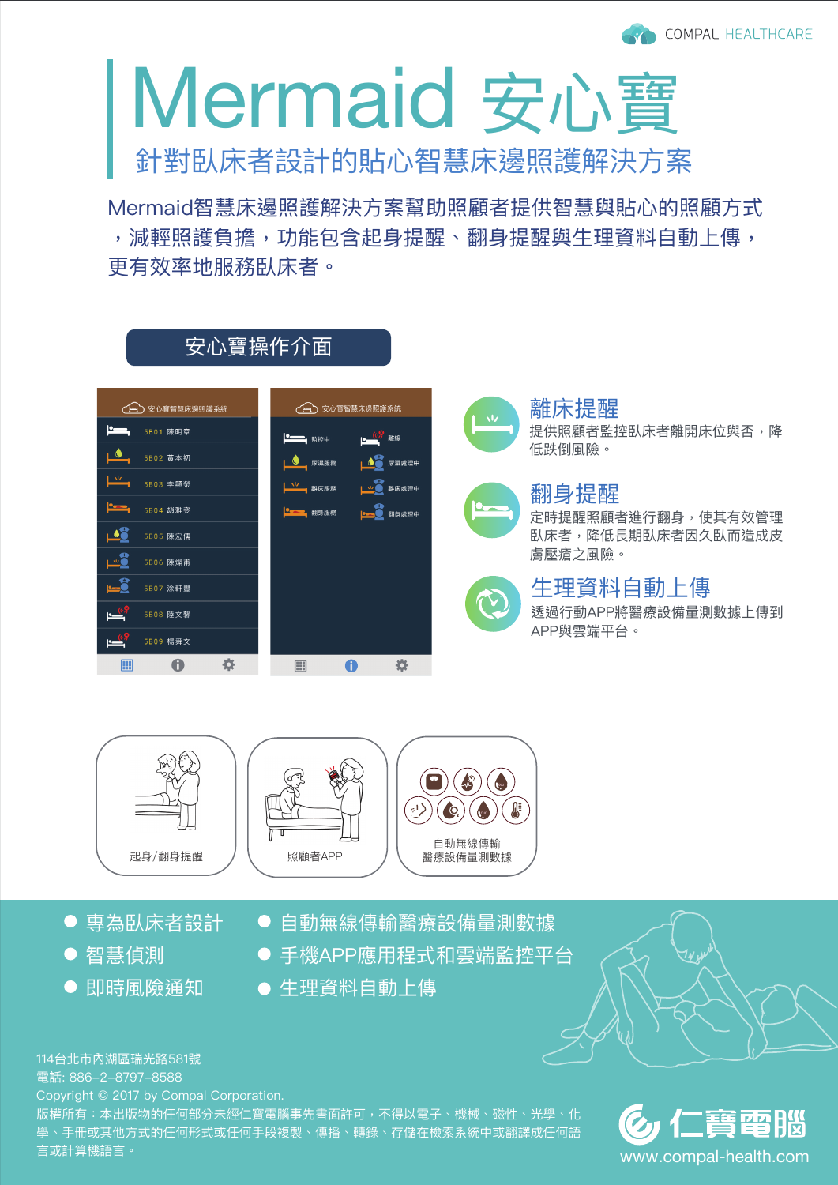COMPAL HEALTHCARE

# Mermaid 安心寶

## 針對臥床者設計的貼心智慧床邊照護解決方案

Mermaid智慧床邊照護解決方案幫助照顧者提供智慧與貼心的照顧方式，減輕照護負擔，功能包含起身提醒、翻身提醒與生理資料自動上傳，更有效率地服務臥床者。

### 安心寶操作介面

安心寶智慧床邊照護系統

- 5B01 陳明章
- 5B02 黃本初
- 5B03 李爾榮
- 5B04 趙雅姿
- 5B05 陳宏偉
- 5B06 陳煒甫
- 5B07 涂軒豐
- 5B08 陸文馨
- 5B09 楊舜文

安心寶智慧床邊照護系統

- 監控中
- 離線
- 尿濕服務
- 尿濕處理中
- 離床服務
- 離床處理中
- 翻身服務
- 翻身處理中

### 離床提醒

提供照顧者監控臥床者離開床位與否，降低跌倒風險。

### 翻身提醒

定時提醒照顧者進行翻身，使其有效管理臥床者，降低長期臥床者因久臥而造成皮膚壓瘡之風險。

### 生理資料自動上傳

透過行動APP將醫療設備量測數據上傳到APP與雲端平台。

起身/翻身提醒

照顧者APP

自動無線傳輸醫療設備量測數據

- 專為臥床者設計
- 智慧偵測
- 即時風險通知
- 自動無線傳輸醫療設備量測數據
- 手機APP應用程式和雲端監控平台
- 生理資料自動上傳

114台北市內湖區瑞光路581號
電話: 886-2-8797-8588
Copyright © 2017 by Compal Corporation.
版權所有：本出版物的任何部分未經仁寶電腦事先書面許可，不得以電子、機械、磁性、光學、化學、手冊或其他方式的任何形式或任何手段複製、傳播、轉錄、存儲在檢索系統中或翻譯成任何語言或計算機語言。

仁寶電腦
www.compal-health.com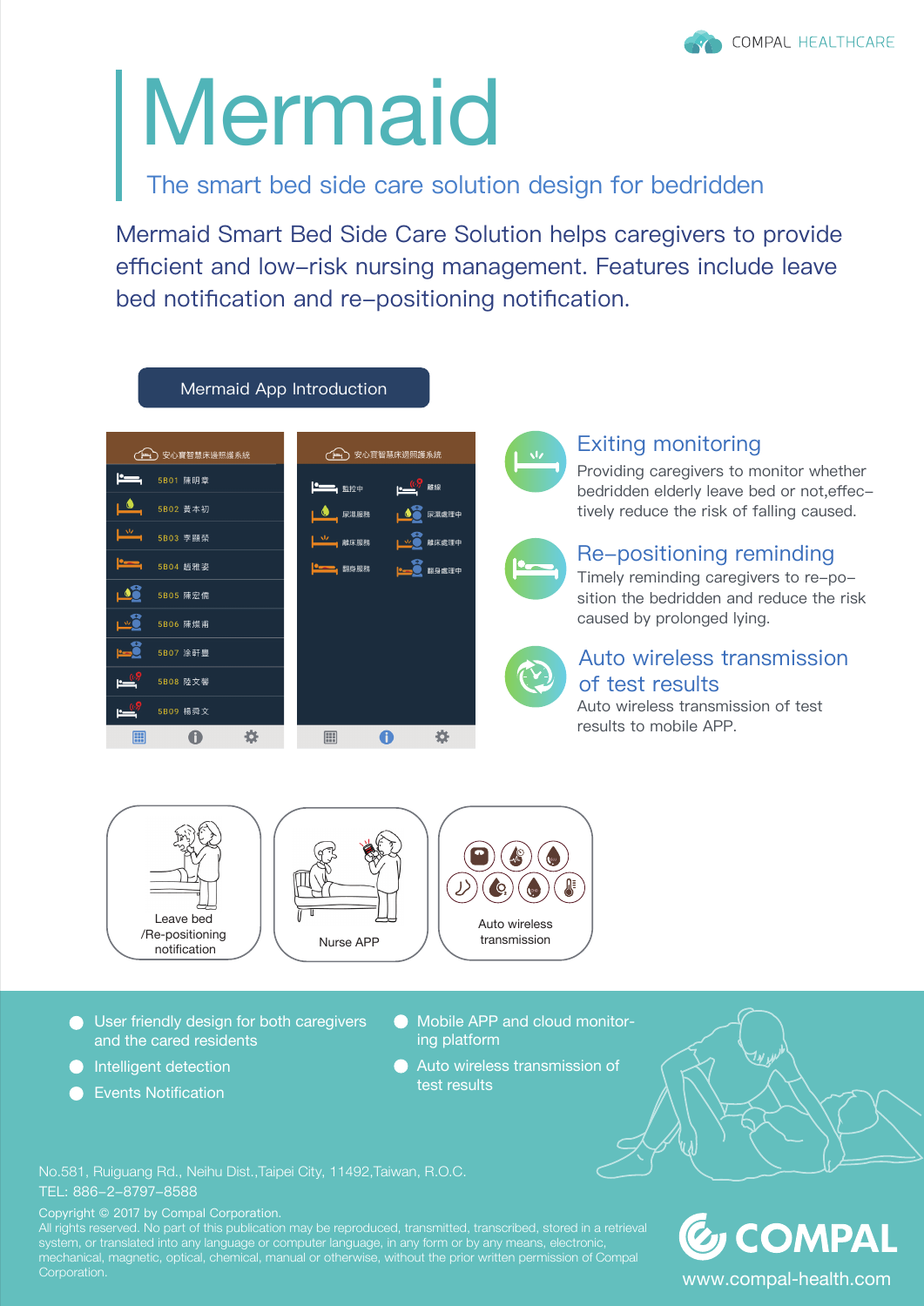COMPAL HEALTHCARE

# Mermaid

## The smart bed side care solution design for bedridden

Mermaid Smart Bed Side Care Solution helps caregivers to provide efficient and low–risk nursing management. Features include leave bed notification and re–positioning notification.

**Mermaid App Introduction**

安心寶智慧床邊照護系統

5B01 陳明章
5B02 黃本初
5B03 李爾榮
5B04 趙雅姿
5B05 陳宏儒
5B06 陳煐甫
5B07 涂軒豐
5B08 陸文馨
5B09 楊舜文

安心寶智慧床邊照護系統

監控中
離線
尿濕服務
尿濕處理中
離床服務
離床處理中
翻身服務
翻身處理中

### Exiting monitoring

Providing caregivers to monitor whether bedridden elderly leave bed or not,effec–tively reduce the risk of falling caused.

### Re–positioning reminding

Timely reminding caregivers to re–po–sition the bedridden and reduce the risk caused by prolonged lying.

### Auto wireless transmission of test results

Auto wireless transmission of test results to mobile APP.

Leave bed /Re-positioning notification

Nurse APP

Auto wireless transmission

- User friendly design for both caregivers and the cared residents
- Intelligent detection
- Events Notification
- Mobile APP and cloud monitor-ing platform
- Auto wireless transmission of test results

No.581, Ruiguang Rd., Neihu Dist.,Taipei City, 11492,Taiwan, R.O.C.
TEL: 886–2–8797–8588

Copyright © 2017 by Compal Corporation.
All rights reserved. No part of this publication may be reproduced, transmitted, transcribed, stored in a retrieval system, or translated into any language or computer language, in any form or by any means, electronic, mechanical, magnetic, optical, chemical, manual or otherwise, without the prior written permission of Compal Corporation.

COMPAL
www.compal-health.com